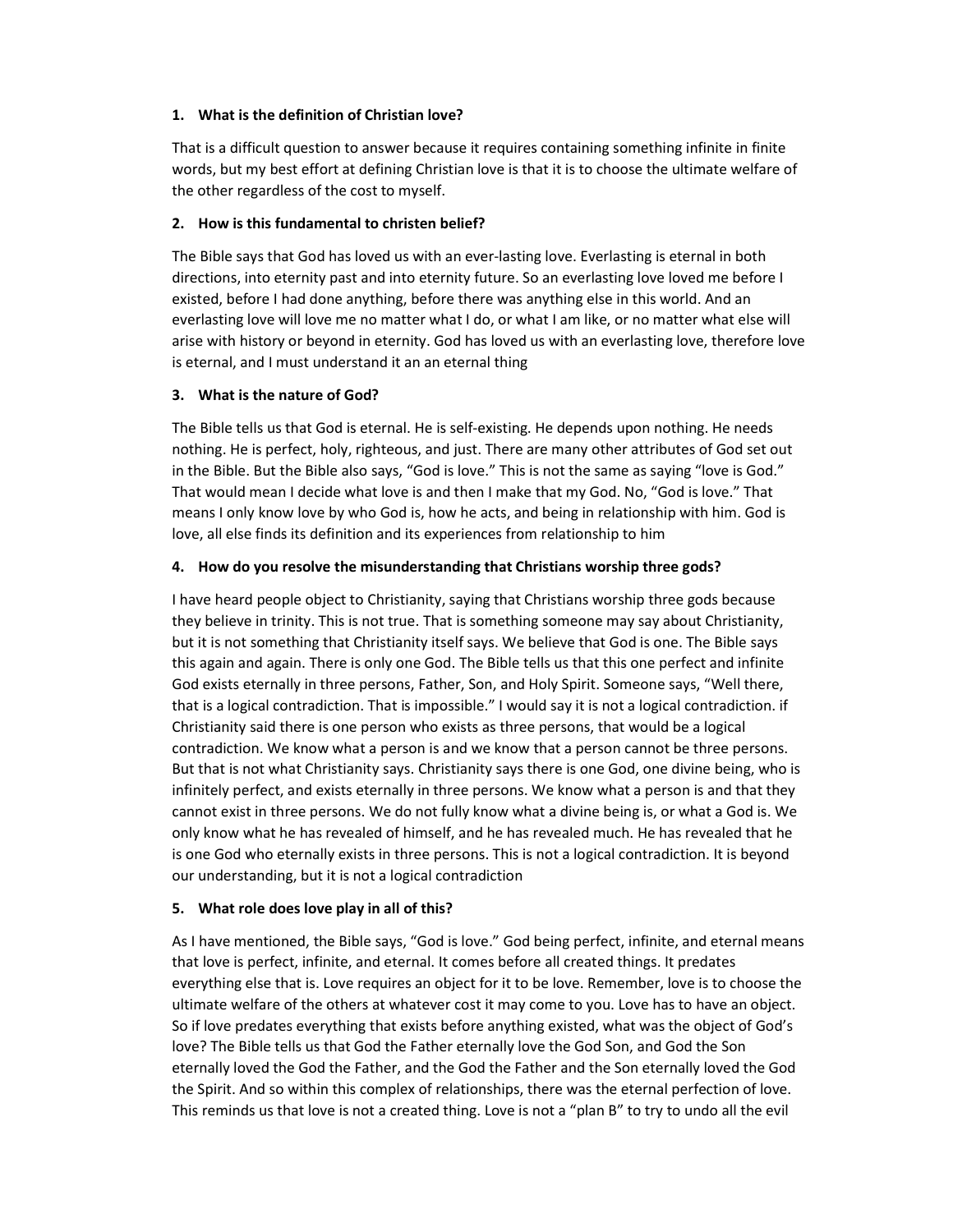**1. What is the definition of Christian love?**

That is a difficult question to answer because it requires containing something infinite in finite words, but my best effort at defining Christian love is that it is to choose the ultimate welfare of the other regardless of the cost to myself.

**2. How is this fundamental to christen belief?**

The Bible says that God has loved us with an ever-lasting love. Everlasting is eternal in both directions, into eternity past and into eternity future. So an everlasting love loved me before I existed, before I had done anything, before there was anything else in this world. And an everlasting love will love me no matter what I do, or what I am like, or no matter what else will arise with history or beyond in eternity. God has loved us with an everlasting love, therefore love is eternal, and I must understand it an an eternal thing

**3. What is the nature of God?**

The Bible tells us that God is eternal. He is self-existing. He depends upon nothing. He needs nothing. He is perfect, holy, righteous, and just. There are many other attributes of God set out in the Bible. But the Bible also says, "God is love." This is not the same as saying "love is God." That would mean I decide what love is and then I make that my God. No, "God is love." That means I only know love by who God is, how he acts, and being in relationship with him. God is love, all else finds its definition and its experiences from relationship to him

**4. How do you resolve the misunderstanding that Christians worship three gods?**

I have heard people object to Christianity, saying that Christians worship three gods because they believe in trinity. This is not true. That is something someone may say about Christianity, but it is not something that Christianity itself says. We believe that God is one. The Bible says this again and again. There is only one God. The Bible tells us that this one perfect and infinite God exists eternally in three persons, Father, Son, and Holy Spirit. Someone says, "Well there, that is a logical contradiction. That is impossible." I would say it is not a logical contradiction. if Christianity said there is one person who exists as three persons, that would be a logical contradiction. We know what a person is and we know that a person cannot be three persons. But that is not what Christianity says. Christianity says there is one God, one divine being, who is infinitely perfect, and exists eternally in three persons. We know what a person is and that they cannot exist in three persons. We do not fully know what a divine being is, or what a God is. We only know what he has revealed of himself, and he has revealed much. He has revealed that he is one God who eternally exists in three persons. This is not a logical contradiction. It is beyond our understanding, but it is not a logical contradiction

**5. What role does love play in all of this?**

As I have mentioned, the Bible says, "God is love." God being perfect, infinite, and eternal means that love is perfect, infinite, and eternal. It comes before all created things. It predates everything else that is. Love requires an object for it to be love. Remember, love is to choose the ultimate welfare of the others at whatever cost it may come to you. Love has to have an object. So if love predates everything that exists before anything existed, what was the object of God's love? The Bible tells us that God the Father eternally love the God Son, and God the Son eternally loved the God the Father, and the God the Father and the Son eternally loved the God the Spirit. And so within this complex of relationships, there was the eternal perfection of love. This reminds us that love is not a created thing. Love is not a "plan B" to try to undo all the evil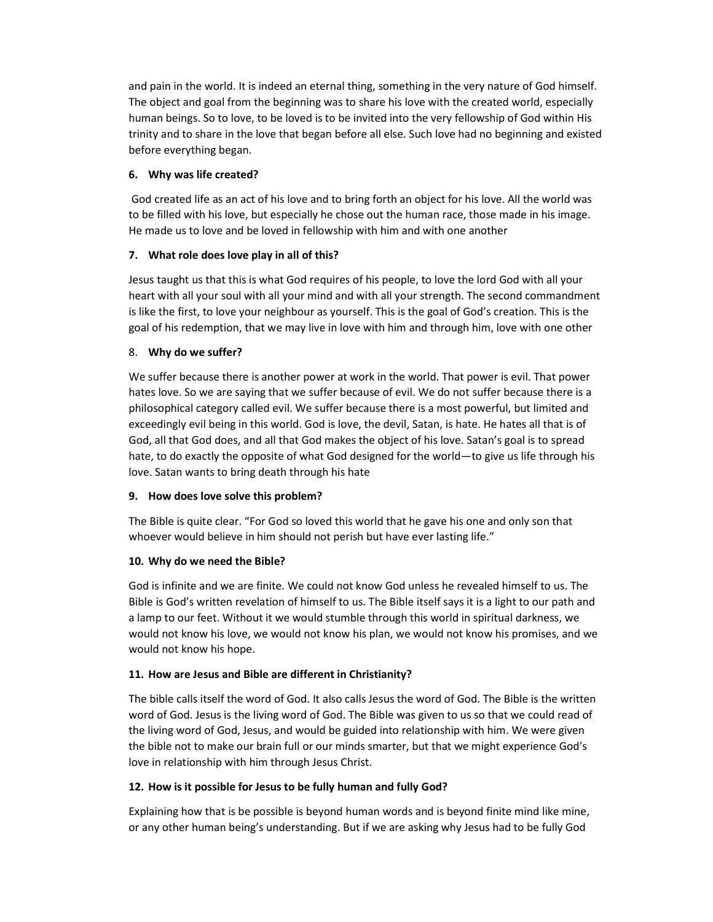and pain in the world. It is indeed an eternal thing, something in the very nature of God himself. The object and goal from the beginning was to share his love with the created world, especially human beings. So to love, to be loved is to be invited into the very fellowship of God within His trinity and to share in the love that began before all else. Such love had no beginning and existed before everything began.

**6. Why was life created?**

God created life as an act of his love and to bring forth an object for his love. All the world was to be filled with his love, but especially he chose out the human race, those made in his image. He made us to love and be loved in fellowship with him and with one another

**7. What role does love play in all of this?**

Jesus taught us that this is what God requires of his people, to love the lord God with all your heart with all your soul with all your mind and with all your strength. The second commandment is like the first, to love your neighbour as yourself. This is the goal of God's creation. This is the goal of his redemption, that we may live in love with him and through him, love with one other

8. **Why do we suffer?**

We suffer because there is another power at work in the world. That power is evil. That power hates love. So we are saying that we suffer because of evil. We do not suffer because there is a philosophical category called evil. We suffer because there is a most powerful, but limited and exceedingly evil being in this world. God is love, the devil, Satan, is hate. He hates all that is of God, all that God does, and all that God makes the object of his love. Satan's goal is to spread hate, to do exactly the opposite of what God designed for the world—to give us life through his love. Satan wants to bring death through his hate

**9. How does love solve this problem?**

The Bible is quite clear. "For God so loved this world that he gave his one and only son that whoever would believe in him should not perish but have ever lasting life."

**10. Why do we need the Bible?**

God is infinite and we are finite. We could not know God unless he revealed himself to us. The Bible is God's written revelation of himself to us. The Bible itself says it is a light to our path and a lamp to our feet. Without it we would stumble through this world in spiritual darkness, we would not know his love, we would not know his plan, we would not know his promises, and we would not know his hope.

**11. How are Jesus and Bible are different in Christianity?**

The bible calls itself the word of God. It also calls Jesus the word of God. The Bible is the written word of God. Jesus is the living word of God. The Bible was given to us so that we could read of the living word of God, Jesus, and would be guided into relationship with him. We were given the bible not to make our brain full or our minds smarter, but that we might experience God's love in relationship with him through Jesus Christ.

**12. How is it possible for Jesus to be fully human and fully God?**

Explaining how that is be possible is beyond human words and is beyond finite mind like mine, or any other human being's understanding. But if we are asking why Jesus had to be fully God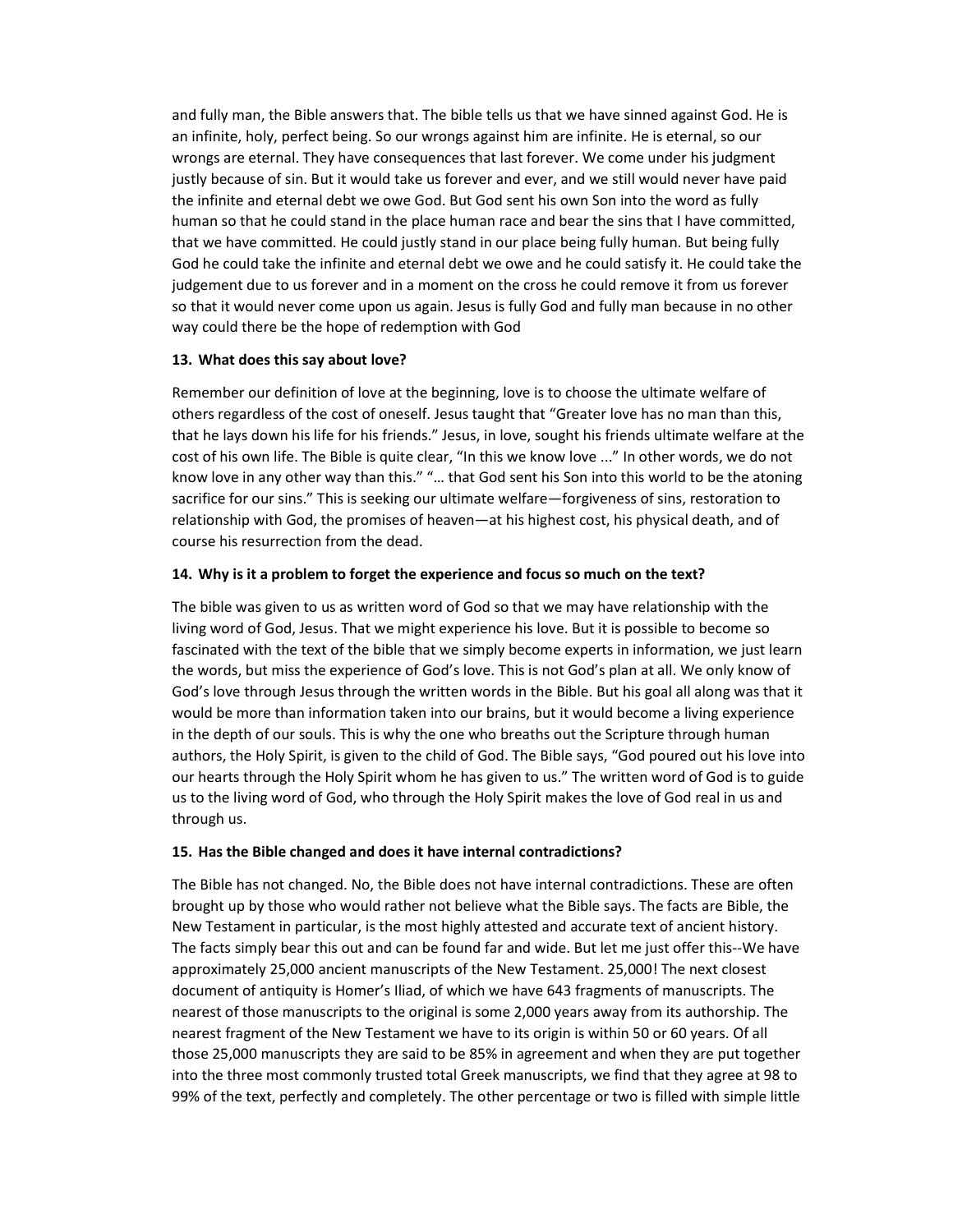and fully man, the Bible answers that. The bible tells us that we have sinned against God. He is an infinite, holy, perfect being. So our wrongs against him are infinite. He is eternal, so our wrongs are eternal. They have consequences that last forever. We come under his judgment justly because of sin. But it would take us forever and ever, and we still would never have paid the infinite and eternal debt we owe God. But God sent his own Son into the word as fully human so that he could stand in the place human race and bear the sins that I have committed, that we have committed. He could justly stand in our place being fully human. But being fully God he could take the infinite and eternal debt we owe and he could satisfy it. He could take the judgement due to us forever and in a moment on the cross he could remove it from us forever so that it would never come upon us again. Jesus is fully God and fully man because in no other way could there be the hope of redemption with God

**13. What does this say about love?**

Remember our definition of love at the beginning, love is to choose the ultimate welfare of others regardless of the cost of oneself. Jesus taught that "Greater love has no man than this, that he lays down his life for his friends." Jesus, in love, sought his friends ultimate welfare at the cost of his own life. The Bible is quite clear, "In this we know love ..." In other words, we do not know love in any other way than this." "… that God sent his Son into this world to be the atoning sacrifice for our sins." This is seeking our ultimate welfare—forgiveness of sins, restoration to relationship with God, the promises of heaven—at his highest cost, his physical death, and of course his resurrection from the dead.

**14. Why is it a problem to forget the experience and focus so much on the text?**

The bible was given to us as written word of God so that we may have relationship with the living word of God, Jesus. That we might experience his love. But it is possible to become so fascinated with the text of the bible that we simply become experts in information, we just learn the words, but miss the experience of God's love. This is not God's plan at all. We only know of God's love through Jesus through the written words in the Bible. But his goal all along was that it would be more than information taken into our brains, but it would become a living experience in the depth of our souls. This is why the one who breaths out the Scripture through human authors, the Holy Spirit, is given to the child of God. The Bible says, "God poured out his love into our hearts through the Holy Spirit whom he has given to us." The written word of God is to guide us to the living word of God, who through the Holy Spirit makes the love of God real in us and through us.

**15. Has the Bible changed and does it have internal contradictions?**

The Bible has not changed. No, the Bible does not have internal contradictions. These are often brought up by those who would rather not believe what the Bible says. The facts are Bible, the New Testament in particular, is the most highly attested and accurate text of ancient history. The facts simply bear this out and can be found far and wide. But let me just offer this--We have approximately 25,000 ancient manuscripts of the New Testament. 25,000! The next closest document of antiquity is Homer's Iliad, of which we have 643 fragments of manuscripts. The nearest of those manuscripts to the original is some 2,000 years away from its authorship. The nearest fragment of the New Testament we have to its origin is within 50 or 60 years. Of all those 25,000 manuscripts they are said to be 85% in agreement and when they are put together into the three most commonly trusted total Greek manuscripts, we find that they agree at 98 to 99% of the text, perfectly and completely. The other percentage or two is filled with simple little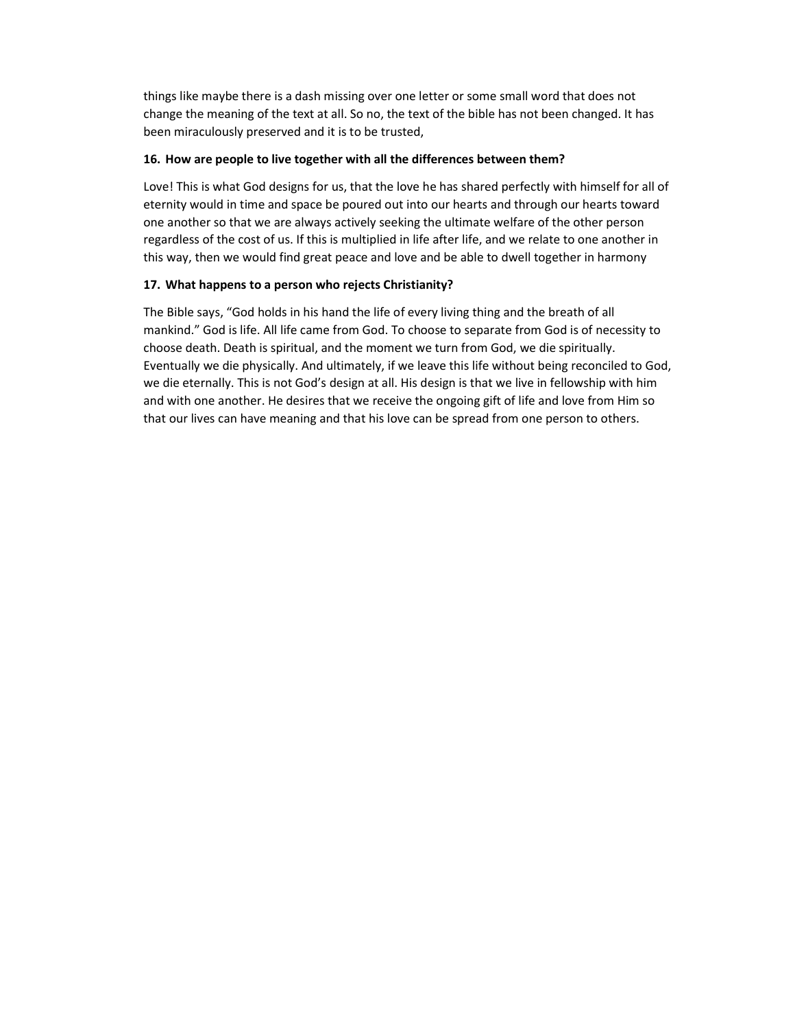things like maybe there is a dash missing over one letter or some small word that does not change the meaning of the text at all. So no, the text of the bible has not been changed. It has been miraculously preserved and it is to be trusted,

**16. How are people to live together with all the differences between them?**

Love! This is what God designs for us, that the love he has shared perfectly with himself for all of eternity would in time and space be poured out into our hearts and through our hearts toward one another so that we are always actively seeking the ultimate welfare of the other person regardless of the cost of us. If this is multiplied in life after life, and we relate to one another in this way, then we would find great peace and love and be able to dwell together in harmony

**17. What happens to a person who rejects Christianity?**

The Bible says, "God holds in his hand the life of every living thing and the breath of all mankind." God is life. All life came from God. To choose to separate from God is of necessity to choose death. Death is spiritual, and the moment we turn from God, we die spiritually. Eventually we die physically. And ultimately, if we leave this life without being reconciled to God, we die eternally. This is not God's design at all. His design is that we live in fellowship with him and with one another. He desires that we receive the ongoing gift of life and love from Him so that our lives can have meaning and that his love can be spread from one person to others.